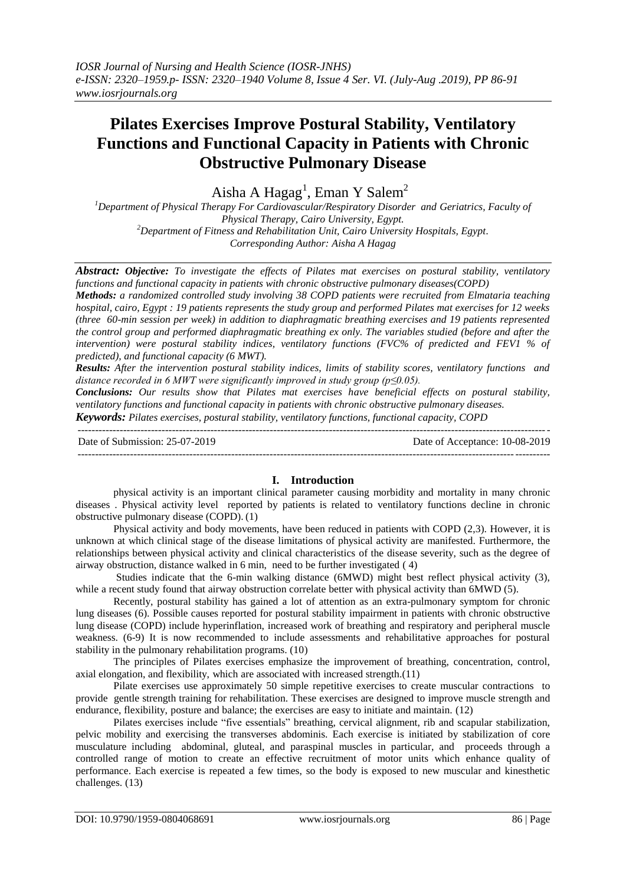# Pilates Exercises Improve Postural Stability, Ventilatory Functions and Functional Capacity in Patients with Chronic Obstructive Pulmonary Disease

Aisha A Hagag[1], Eman Y Salem[2]

[1]Department of Physical Therapy For Cardiovascular/Respiratory Disorder and Geriatrics, Faculty of Physical Therapy, Cairo University, Egypt.
[2]Department of Fitness and Rehabilitation Unit, Cairo University Hospitals, Egypt.
Corresponding Author: Aisha A Hagag

***Abstract:*** ***Objective:*** *To investigate the effects of Pilates mat exercises on postural stability, ventilatory functions and functional capacity in patients with chronic obstructive pulmonary diseases(COPD)*

***Methods:*** *a randomized controlled study involving 38 COPD patients were recruited from Elmataria teaching hospital, cairo, Egypt : 19 patients represents the study group and performed Pilates mat exercises for 12 weeks (three 60-min session per week) in addition to diaphragmatic breathing exercises and 19 patients represented the control group and performed diaphragmatic breathing ex only. The variables studied (before and after the intervention) were postural stability indices, ventilatory functions (FVC% of predicted and FEV1 % of predicted), and functional capacity (6 MWT).*

***Results:*** *After the intervention postural stability indices, limits of stability scores, ventilatory functions and distance recorded in 6 MWT were significantly improved in study group ($p \leq 0.05$).*

***Conclusions:*** *Our results show that Pilates mat exercises have beneficial effects on postural stability, ventilatory functions and functional capacity in patients with chronic obstructive pulmonary diseases.*

***Keywords:*** *Pilates exercises, postural stability, ventilatory functions, functional capacity, COPD*

Date of Submission: 25-07-2019 | Date of Acceptance: 10-08-2019

## I. Introduction

physical activity is an important clinical parameter causing morbidity and mortality in many chronic diseases . Physical activity level reported by patients is related to ventilatory functions decline in chronic obstructive pulmonary disease (COPD). (1)

Physical activity and body movements, have been reduced in patients with COPD (2,3). However, it is unknown at which clinical stage of the disease limitations of physical activity are manifested. Furthermore, the relationships between physical activity and clinical characteristics of the disease severity, such as the degree of airway obstruction, distance walked in 6 min, need to be further investigated ( 4)

Studies indicate that the 6-min walking distance (6MWD) might best reflect physical activity (3), while a recent study found that airway obstruction correlate better with physical activity than 6MWD (5).

Recently, postural stability has gained a lot of attention as an extra-pulmonary symptom for chronic lung diseases (6). Possible causes reported for postural stability impairment in patients with chronic obstructive lung disease (COPD) include hyperinflation, increased work of breathing and respiratory and peripheral muscle weakness. (6-9) It is now recommended to include assessments and rehabilitative approaches for postural stability in the pulmonary rehabilitation programs. (10)

The principles of Pilates exercises emphasize the improvement of breathing, concentration, control, axial elongation, and flexibility, which are associated with increased strength.(11)

Pilate exercises use approximately 50 simple repetitive exercises to create muscular contractions to provide gentle strength training for rehabilitation. These exercises are designed to improve muscle strength and endurance, flexibility, posture and balance; the exercises are easy to initiate and maintain. (12)

Pilates exercises include "five essentials" breathing, cervical alignment, rib and scapular stabilization, pelvic mobility and exercising the transverses abdominis. Each exercise is initiated by stabilization of core musculature including abdominal, gluteal, and paraspinal muscles in particular, and proceeds through a controlled range of motion to create an effective recruitment of motor units which enhance quality of performance. Each exercise is repeated a few times, so the body is exposed to new muscular and kinesthetic challenges. (13)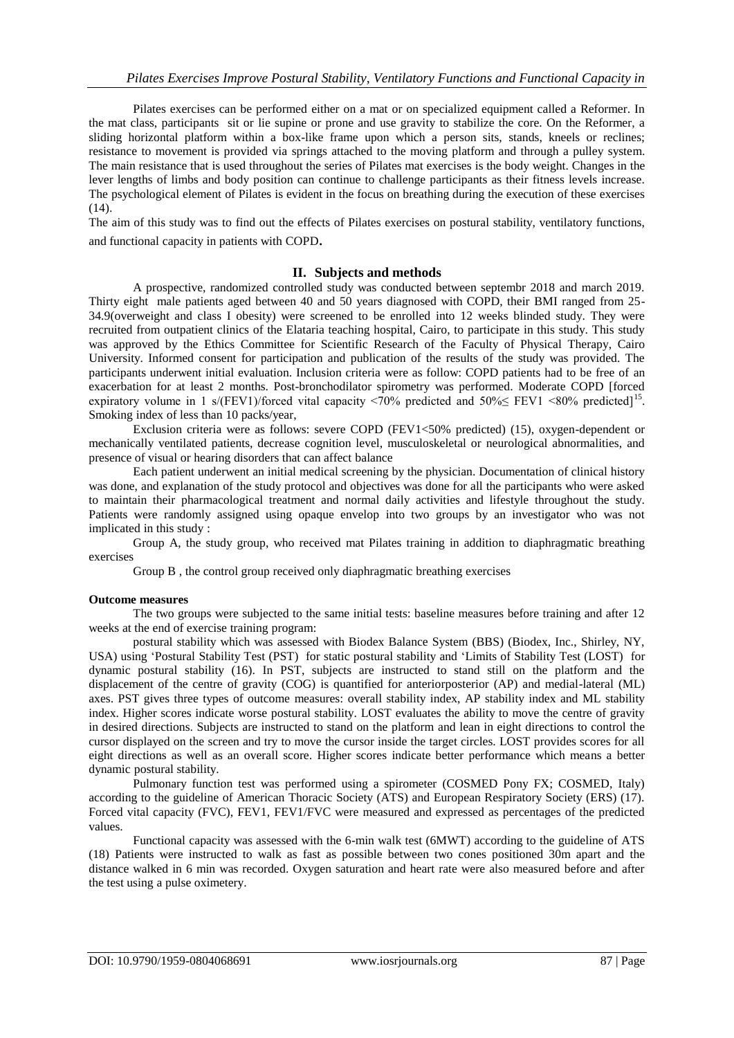Pilates exercises can be performed either on a mat or on specialized equipment called a Reformer. In the mat class, participants sit or lie supine or prone and use gravity to stabilize the core. On the Reformer, a sliding horizontal platform within a box-like frame upon which a person sits, stands, kneels or reclines; resistance to movement is provided via springs attached to the moving platform and through a pulley system. The main resistance that is used throughout the series of Pilates mat exercises is the body weight. Changes in the lever lengths of limbs and body position can continue to challenge participants as their fitness levels increase. The psychological element of Pilates is evident in the focus on breathing during the execution of these exercises (14).

The aim of this study was to find out the effects of Pilates exercises on postural stability, ventilatory functions, and functional capacity in patients with COPD.

## II. Subjects and methods

A prospective, randomized controlled study was conducted between septembr 2018 and march 2019. Thirty eight male patients aged between 40 and 50 years diagnosed with COPD, their BMI ranged from 25-34.9(overweight and class I obesity) were screened to be enrolled into 12 weeks blinded study. They were recruited from outpatient clinics of the Elataria teaching hospital, Cairo, to participate in this study. This study was approved by the Ethics Committee for Scientific Research of the Faculty of Physical Therapy, Cairo University. Informed consent for participation and publication of the results of the study was provided. The participants underwent initial evaluation. Inclusion criteria were as follow: COPD patients had to be free of an exacerbation for at least 2 months. Post-bronchodilator spirometry was performed. Moderate COPD [forced expiratory volume in 1 s/(FEV1)/forced vital capacity <70% predicted and 50%≤ FEV1 <80% predicted][15]. Smoking index of less than 10 packs/year,

Exclusion criteria were as follows: severe COPD (FEV1<50% predicted) (15), oxygen-dependent or mechanically ventilated patients, decrease cognition level, musculoskeletal or neurological abnormalities, and presence of visual or hearing disorders that can affect balance

Each patient underwent an initial medical screening by the physician. Documentation of clinical history was done, and explanation of the study protocol and objectives was done for all the participants who were asked to maintain their pharmacological treatment and normal daily activities and lifestyle throughout the study. Patients were randomly assigned using opaque envelop into two groups by an investigator who was not implicated in this study :

Group A, the study group, who received mat Pilates training in addition to diaphragmatic breathing exercises

Group B , the control group received only diaphragmatic breathing exercises

**Outcome measures**

The two groups were subjected to the same initial tests: baseline measures before training and after 12 weeks at the end of exercise training program:

postural stability which was assessed with Biodex Balance System (BBS) (Biodex, Inc., Shirley, NY, USA) using 'Postural Stability Test (PST) for static postural stability and 'Limits of Stability Test (LOST) for dynamic postural stability (16). In PST, subjects are instructed to stand still on the platform and the displacement of the centre of gravity (COG) is quantified for anteriorposterior (AP) and medial-lateral (ML) axes. PST gives three types of outcome measures: overall stability index, AP stability index and ML stability index. Higher scores indicate worse postural stability. LOST evaluates the ability to move the centre of gravity in desired directions. Subjects are instructed to stand on the platform and lean in eight directions to control the cursor displayed on the screen and try to move the cursor inside the target circles. LOST provides scores for all eight directions as well as an overall score. Higher scores indicate better performance which means a better dynamic postural stability.

Pulmonary function test was performed using a spirometer (COSMED Pony FX; COSMED, Italy) according to the guideline of American Thoracic Society (ATS) and European Respiratory Society (ERS) (17). Forced vital capacity (FVC), FEV1, FEV1/FVC were measured and expressed as percentages of the predicted values.

Functional capacity was assessed with the 6-min walk test (6MWT) according to the guideline of ATS (18) Patients were instructed to walk as fast as possible between two cones positioned 30m apart and the distance walked in 6 min was recorded. Oxygen saturation and heart rate were also measured before and after the test using a pulse oximetery.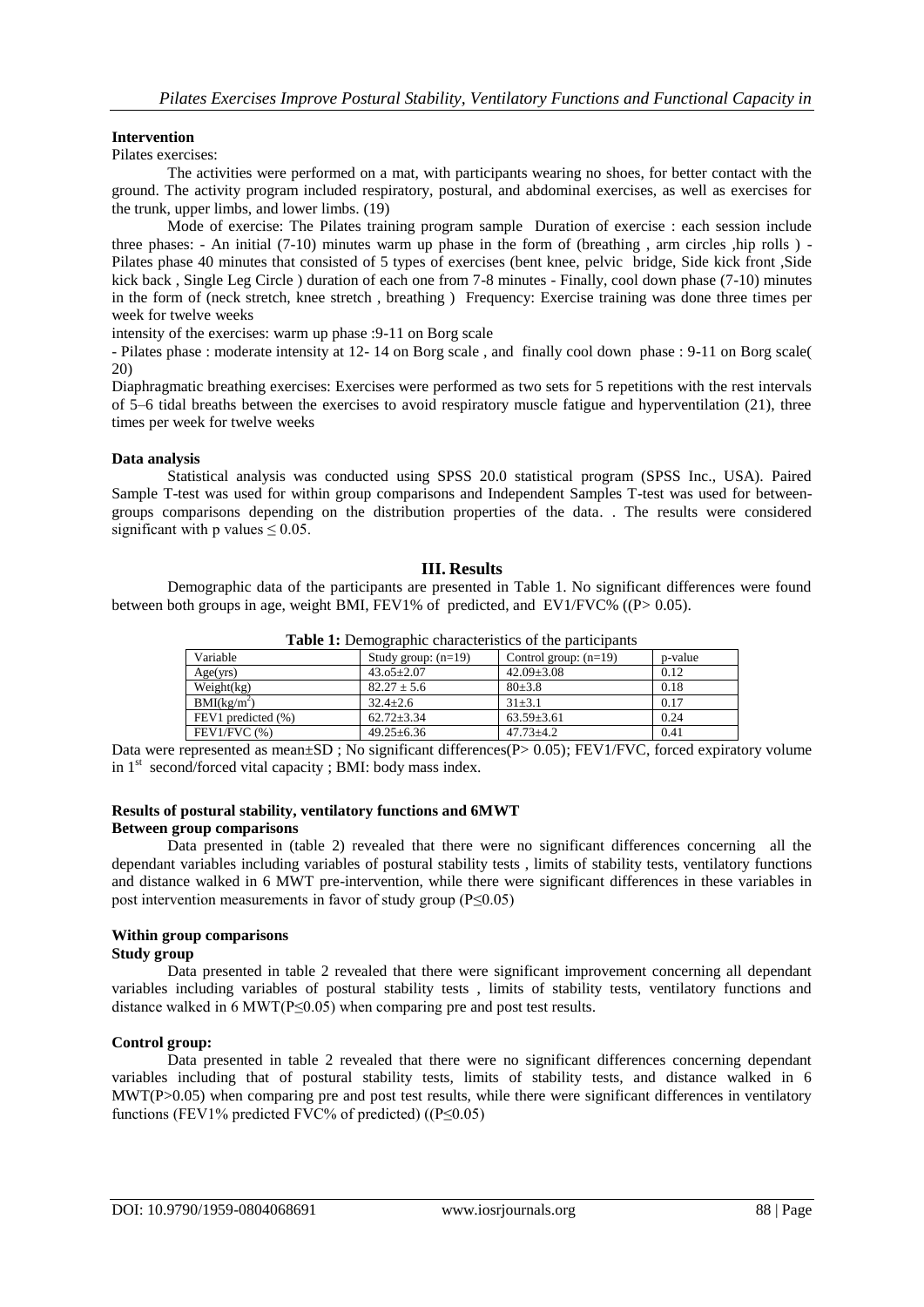**Intervention**

Pilates exercises:

The activities were performed on a mat, with participants wearing no shoes, for better contact with the ground. The activity program included respiratory, postural, and abdominal exercises, as well as exercises for the trunk, upper limbs, and lower limbs. (19)

Mode of exercise: The Pilates training program sample Duration of exercise : each session include three phases: - An initial (7-10) minutes warm up phase in the form of (breathing , arm circles ,hip rolls ) - Pilates phase 40 minutes that consisted of 5 types of exercises (bent knee, pelvic bridge, Side kick front ,Side kick back , Single Leg Circle ) duration of each one from 7-8 minutes - Finally, cool down phase (7-10) minutes in the form of (neck stretch, knee stretch , breathing ) Frequency: Exercise training was done three times per week for twelve weeks

intensity of the exercises: warm up phase :9-11 on Borg scale

- Pilates phase : moderate intensity at 12- 14 on Borg scale , and finally cool down phase : 9-11 on Borg scale( 20)

Diaphragmatic breathing exercises: Exercises were performed as two sets for 5 repetitions with the rest intervals of 5–6 tidal breaths between the exercises to avoid respiratory muscle fatigue and hyperventilation (21), three times per week for twelve weeks

**Data analysis**

Statistical analysis was conducted using SPSS 20.0 statistical program (SPSS Inc., USA). Paired Sample T-test was used for within group comparisons and Independent Samples T-test was used for between-groups comparisons depending on the distribution properties of the data. . The results were considered significant with p values $\leq 0.05$.

## III. Results

Demographic data of the participants are presented in Table 1. No significant differences were found between both groups in age, weight BMI, FEV1% of predicted, and EV1/FVC% ((P> 0.05).

**Table 1:** Demographic characteristics of the participants

| Variable | Study group: (n=19) | Control group: (n=19) | p-value |
|---|---|---|---|
| Age(yrs) | 43.o5±2.07 | 42.09±3.08 | 0.12 |
| Weight(kg) | 82.27 ± 5.6 | 80±3.8 | 0.18 |
| BMI($kg/m^2$) | 32.4±2.6 | 31±3.1 | 0.17 |
| FEV1 predicted (%) | 62.72±3.34 | 63.59±3.61 | 0.24 |
| FEV1/FVC (%) | 49.25±6.36 | 47.73±4.2 | 0.41 |

Data were represented as mean±SD ; No significant differences(P> 0.05); FEV1/FVC, forced expiratory volume in 1st second/forced vital capacity ; BMI: body mass index.

**Results of postural stability, ventilatory functions and 6MWT**

**Between group comparisons**

Data presented in (table 2) revealed that there were no significant differences concerning all the dependant variables including variables of postural stability tests , limits of stability tests, ventilatory functions and distance walked in 6 MWT pre-intervention, while there were significant differences in these variables in post intervention measurements in favor of study group (P≤0.05)

**Within group comparisons**

**Study group**

Data presented in table 2 revealed that there were significant improvement concerning all dependant variables including variables of postural stability tests , limits of stability tests, ventilatory functions and distance walked in 6 MWT(P≤0.05) when comparing pre and post test results.

**Control group:**

Data presented in table 2 revealed that there were no significant differences concerning dependant variables including that of postural stability tests, limits of stability tests, and distance walked in 6 MWT(P>0.05) when comparing pre and post test results, while there were significant differences in ventilatory functions (FEV1% predicted FVC% of predicted) ((P≤0.05)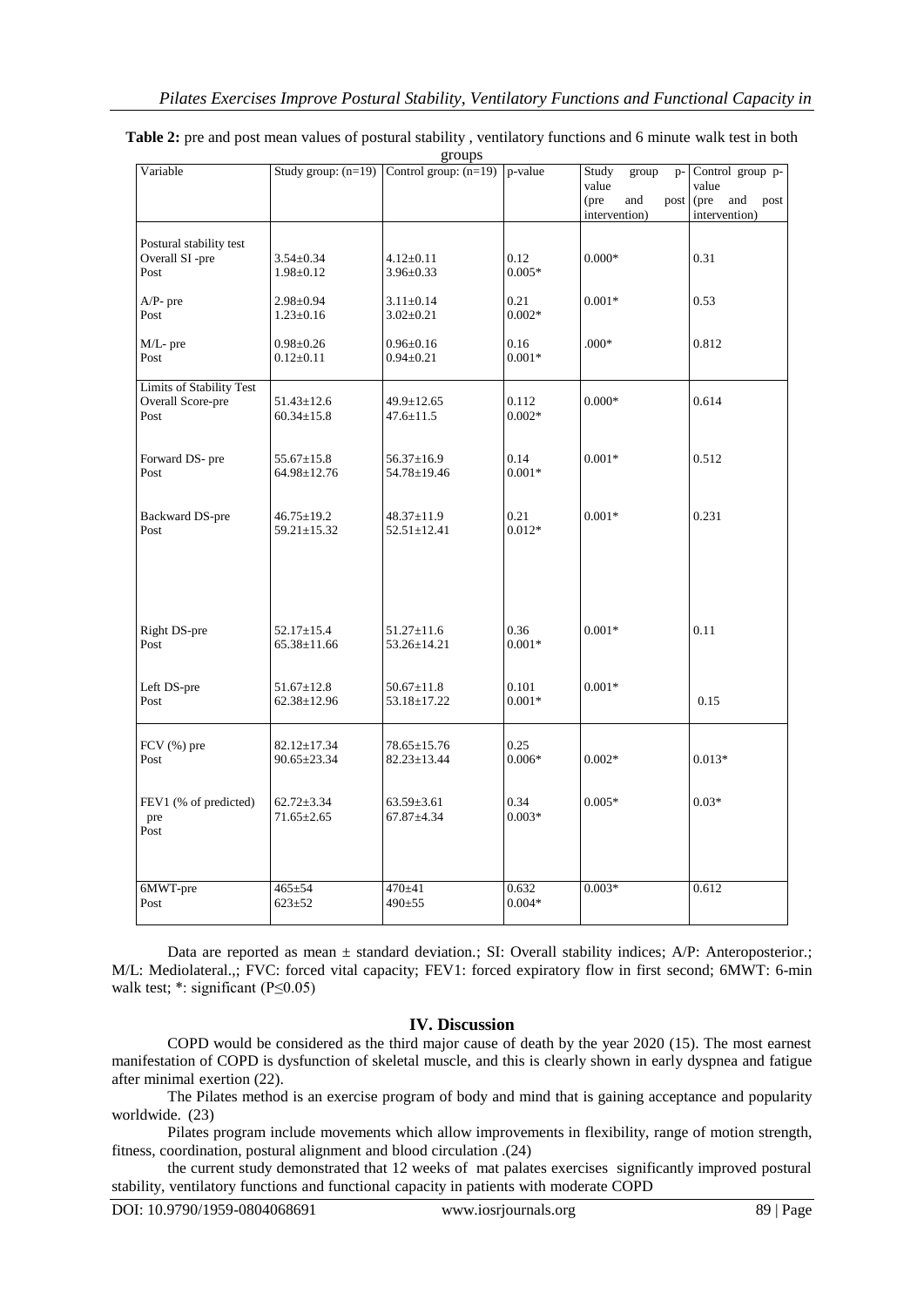**Table 2:** pre and post mean values of postural stability , ventilatory functions and 6 minute walk test in both groups

| Variable | Study group: (n=19) | Control group: (n=19) | p-value | Study group p-value (pre and post intervention) | Control group p-value (pre and post intervention) |
|---|---|---|---|---|---|
| Postural stability test | | | | | |
| Overall SI -pre | 3.54±0.34 | 4.12±0.11 | 0.12 | 0.000* | 0.31 |
| Post | 1.98±0.12 | 3.96±0.33 | 0.005* | | |
| A/P- pre | 2.98±0.94 | 3.11±0.14 | 0.21 | 0.001* | 0.53 |
| Post | 1.23±0.16 | 3.02±0.21 | 0.002* | | |
| M/L- pre | 0.98±0.26 | 0.96±0.16 | 0.16 | .000* | 0.812 |
| Post | 0.12±0.11 | 0.94±0.21 | 0.001* | | |
| Limits of Stability Test | | | | | |
| Overall Score-pre | 51.43±12.6 | 49.9±12.65 | 0.112 | 0.000* | 0.614 |
| Post | 60.34±15.8 | 47.6±11.5 | 0.002* | | |
| Forward DS- pre | 55.67±15.8 | 56.37±16.9 | 0.14 | 0.001* | 0.512 |
| Post | 64.98±12.76 | 54.78±19.46 | 0.001* | | |
| Backward DS-pre | 46.75±19.2 | 48.37±11.9 | 0.21 | 0.001* | 0.231 |
| Post | 59.21±15.32 | 52.51±12.41 | 0.012* | | |
| Right DS-pre | 52.17±15.4 | 51.27±11.6 | 0.36 | 0.001* | 0.11 |
| Post | 65.38±11.66 | 53.26±14.21 | 0.001* | | |
| Left DS-pre | 51.67±12.8 | 50.67±11.8 | 0.101 | 0.001* | 0.15 |
| Post | 62.38±12.96 | 53.18±17.22 | 0.001* | | |
| FCV (%) pre | 82.12±17.34 | 78.65±15.76 | 0.25 | | |
| Post | 90.65±23.34 | 82.23±13.44 | 0.006* | 0.002* | 0.013* |
| FEV1 (% of predicted) pre | 62.72±3.34 | 63.59±3.61 | 0.34 | 0.005* | 0.03* |
| Post | 71.65±2.65 | 67.87±4.34 | 0.003* | | |
| 6MWT-pre | 465±54 | 470±41 | 0.632 | 0.003* | 0.612 |
| Post | 623±52 | 490±55 | 0.004* | | |

Data are reported as mean ± standard deviation.; SI: Overall stability indices; A/P: Anteroposterior.; M/L: Mediolateral.,; FVC: forced vital capacity; FEV1: forced expiratory flow in first second; 6MWT: 6-min walk test; *: significant (P≤0.05)

## IV. Discussion

COPD would be considered as the third major cause of death by the year 2020 (15). The most earnest manifestation of COPD is dysfunction of skeletal muscle, and this is clearly shown in early dyspnea and fatigue after minimal exertion (22).

The Pilates method is an exercise program of body and mind that is gaining acceptance and popularity worldwide. (23)

Pilates program include movements which allow improvements in flexibility, range of motion strength, fitness, coordination, postural alignment and blood circulation .(24)

the current study demonstrated that 12 weeks of mat palates exercises significantly improved postural stability, ventilatory functions and functional capacity in patients with moderate COPD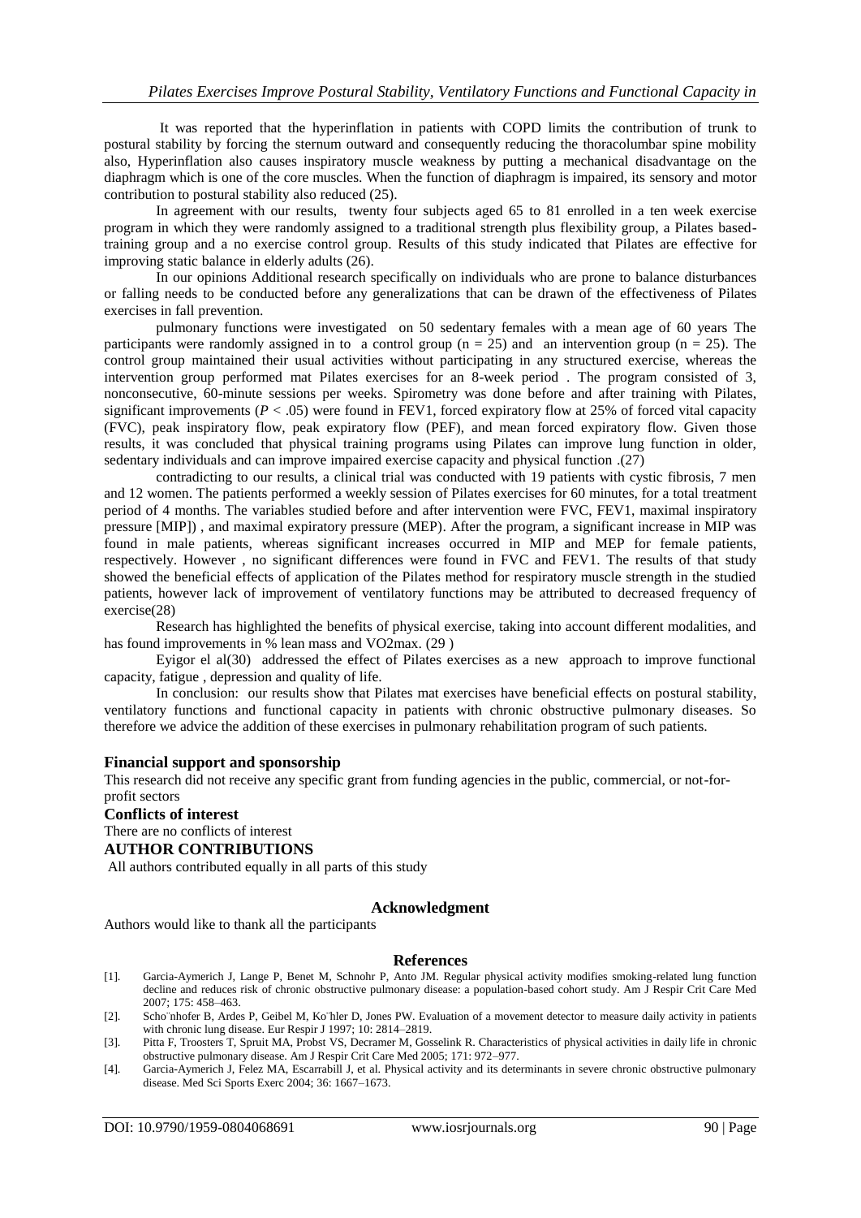It was reported that the hyperinflation in patients with COPD limits the contribution of trunk to postural stability by forcing the sternum outward and consequently reducing the thoracolumbar spine mobility also, Hyperinflation also causes inspiratory muscle weakness by putting a mechanical disadvantage on the diaphragm which is one of the core muscles. When the function of diaphragm is impaired, its sensory and motor contribution to postural stability also reduced (25).

In agreement with our results, twenty four subjects aged 65 to 81 enrolled in a ten week exercise program in which they were randomly assigned to a traditional strength plus flexibility group, a Pilates based-training group and a no exercise control group. Results of this study indicated that Pilates are effective for improving static balance in elderly adults (26).

In our opinions Additional research specifically on individuals who are prone to balance disturbances or falling needs to be conducted before any generalizations that can be drawn of the effectiveness of Pilates exercises in fall prevention.

pulmonary functions were investigated on 50 sedentary females with a mean age of 60 years The participants were randomly assigned in to a control group ($n = 25$) and an intervention group ($n = 25$). The control group maintained their usual activities without participating in any structured exercise, whereas the intervention group performed mat Pilates exercises for an 8-week period . The program consisted of 3, nonconsecutive, 60-minute sessions per weeks. Spirometry was done before and after training with Pilates, significant improvements ($P < .05$) were found in FEV1, forced expiratory flow at 25% of forced vital capacity (FVC), peak inspiratory flow, peak expiratory flow (PEF), and mean forced expiratory flow. Given those results, it was concluded that physical training programs using Pilates can improve lung function in older, sedentary individuals and can improve impaired exercise capacity and physical function .(27)

contradicting to our results, a clinical trial was conducted with 19 patients with cystic fibrosis, 7 men and 12 women. The patients performed a weekly session of Pilates exercises for 60 minutes, for a total treatment period of 4 months. The variables studied before and after intervention were FVC, FEV1, maximal inspiratory pressure [MIP]) , and maximal expiratory pressure (MEP). After the program, a significant increase in MIP was found in male patients, whereas significant increases occurred in MIP and MEP for female patients, respectively. However , no significant differences were found in FVC and FEV1. The results of that study showed the beneficial effects of application of the Pilates method for respiratory muscle strength in the studied patients, however lack of improvement of ventilatory functions may be attributed to decreased frequency of exercise(28)

Research has highlighted the benefits of physical exercise, taking into account different modalities, and has found improvements in % lean mass and VO2max. (29 )

Eyigor el al(30) addressed the effect of Pilates exercises as a new approach to improve functional capacity, fatigue , depression and quality of life.

In conclusion: our results show that Pilates mat exercises have beneficial effects on postural stability, ventilatory functions and functional capacity in patients with chronic obstructive pulmonary diseases. So therefore we advice the addition of these exercises in pulmonary rehabilitation program of such patients.

**Financial support and sponsorship**

This research did not receive any specific grant from funding agencies in the public, commercial, or not-for-profit sectors

**Conflicts of interest**

There are no conflicts of interest

**AUTHOR CONTRIBUTIONS**

All authors contributed equally in all parts of this study

**Acknowledgment**

Authors would like to thank all the participants

## References

[1]. Garcia-Aymerich J, Lange P, Benet M, Schnohr P, Anto JM. Regular physical activity modifies smoking-related lung function decline and reduces risk of chronic obstructive pulmonary disease: a population-based cohort study. Am J Respir Crit Care Med 2007; 175: 458–463.

[2]. Schönhofer B, Ardes P, Geibel M, Köhler D, Jones PW. Evaluation of a movement detector to measure daily activity in patients with chronic lung disease. Eur Respir J 1997; 10: 2814–2819.

[3]. Pitta F, Troosters T, Spruit MA, Probst VS, Decramer M, Gosselink R. Characteristics of physical activities in daily life in chronic obstructive pulmonary disease. Am J Respir Crit Care Med 2005; 171: 972–977.

[4]. Garcia-Aymerich J, Felez MA, Escarrabill J, et al. Physical activity and its determinants in severe chronic obstructive pulmonary disease. Med Sci Sports Exerc 2004; 36: 1667–1673.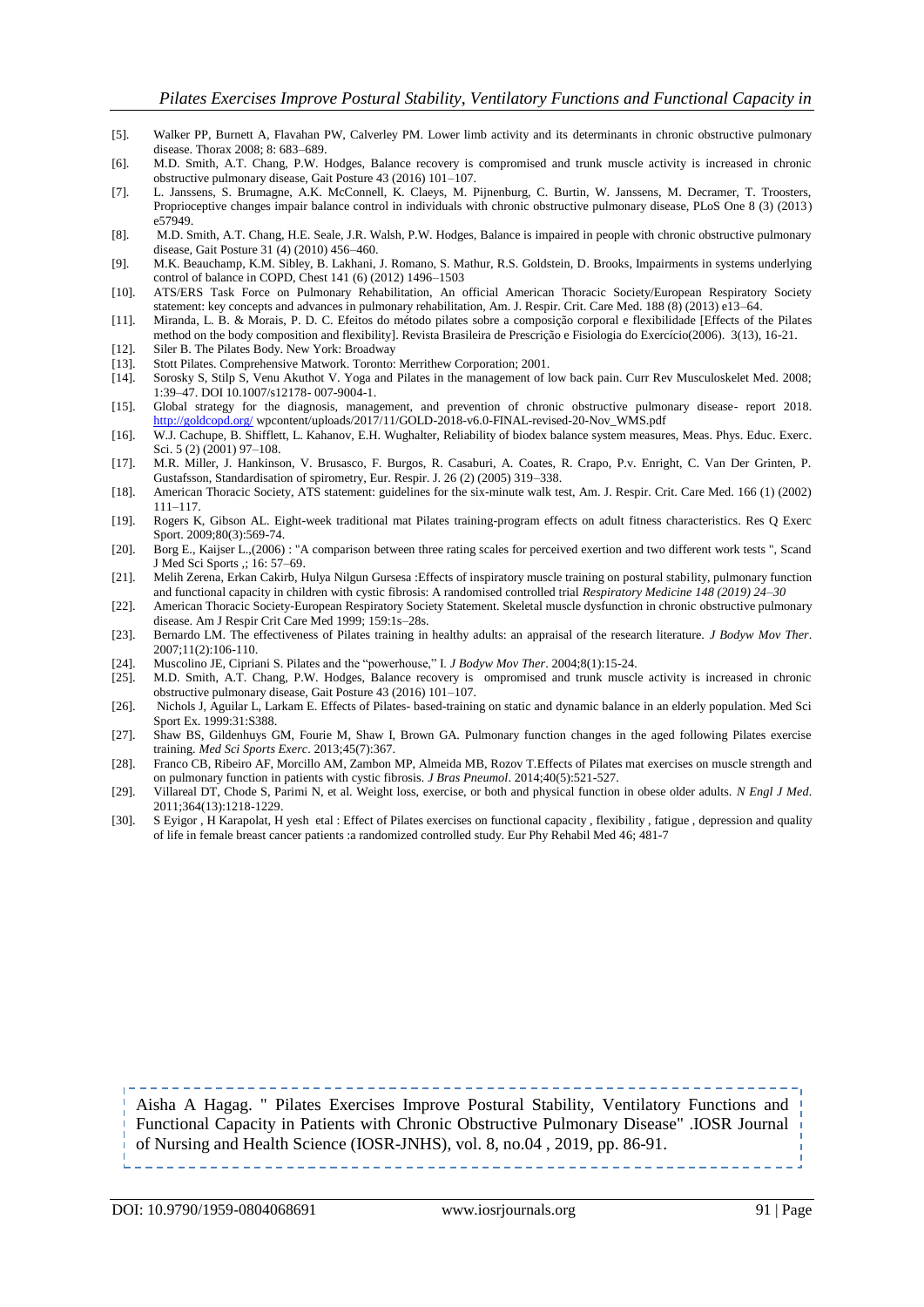[5]. Walker PP, Burnett A, Flavahan PW, Calverley PM. Lower limb activity and its determinants in chronic obstructive pulmonary disease. Thorax 2008; 8: 683–689.

[6]. M.D. Smith, A.T. Chang, P.W. Hodges, Balance recovery is compromised and trunk muscle activity is increased in chronic obstructive pulmonary disease, Gait Posture 43 (2016) 101–107.

[7]. L. Janssens, S. Brumagne, A.K. McConnell, K. Claeys, M. Pijnenburg, C. Burtin, W. Janssens, M. Decramer, T. Troosters, Proprioceptive changes impair balance control in individuals with chronic obstructive pulmonary disease, PLoS One 8 (3) (2013) e57949.

[8]. M.D. Smith, A.T. Chang, H.E. Seale, J.R. Walsh, P.W. Hodges, Balance is impaired in people with chronic obstructive pulmonary disease, Gait Posture 31 (4) (2010) 456–460.

[9]. M.K. Beauchamp, K.M. Sibley, B. Lakhani, J. Romano, S. Mathur, R.S. Goldstein, D. Brooks, Impairments in systems underlying control of balance in COPD, Chest 141 (6) (2012) 1496–1503

[10]. ATS/ERS Task Force on Pulmonary Rehabilitation, An official American Thoracic Society/European Respiratory Society statement: key concepts and advances in pulmonary rehabilitation, Am. J. Respir. Crit. Care Med. 188 (8) (2013) e13–64.

[11]. Miranda, L. B. & Morais, P. D. C. Efeitos do método pilates sobre a composição corporal e flexibilidade [Effects of the Pilates method on the body composition and flexibility]. Revista Brasileira de Prescrição e Fisiologia do Exercício(2006). 3(13), 16-21.

[12]. Siler B. The Pilates Body. New York: Broadway

[13]. Stott Pilates. Comprehensive Matwork. Toronto: Merrithew Corporation; 2001.

[14]. Sorosky S, Stilp S, Venu Akuthot V. Yoga and Pilates in the management of low back pain. Curr Rev Musculoskelet Med. 2008; 1:39–47. DOI 10.1007/s12178- 007-9004-1.

[15]. Global strategy for the diagnosis, management, and prevention of chronic obstructive pulmonary disease- report 2018. http://goldcopd.org/ wpcontent/uploads/2017/11/GOLD-2018-v6.0-FINAL-revised-20-Nov_WMS.pdf

[16]. W.J. Cachupe, B. Shifflett, L. Kahanov, E.H. Wughalter, Reliability of biodex balance system measures, Meas. Phys. Educ. Exerc. Sci. 5 (2) (2001) 97–108.

[17]. M.R. Miller, J. Hankinson, V. Brusasco, F. Burgos, R. Casaburi, A. Coates, R. Crapo, P.v. Enright, C. Van Der Grinten, P. Gustafsson, Standardisation of spirometry, Eur. Respir. J. 26 (2) (2005) 319–338.

[18]. American Thoracic Society, ATS statement: guidelines for the six-minute walk test, Am. J. Respir. Crit. Care Med. 166 (1) (2002) 111–117.

[19]. Rogers K, Gibson AL. Eight-week traditional mat Pilates training-program effects on adult fitness characteristics. Res Q Exerc Sport. 2009;80(3):569-74.

[20]. Borg E., Kaijser L.,(2006) : "A comparison between three rating scales for perceived exertion and two different work tests ", Scand J Med Sci Sports ,; 16: 57–69.

[21]. Melih Zerena, Erkan Cakirb, Hulya Nilgun Gursesa :Effects of inspiratory muscle training on postural stability, pulmonary function and functional capacity in children with cystic fibrosis: A randomised controlled trial *Respiratory Medicine 148 (2019) 24–30*

[22]. American Thoracic Society-European Respiratory Society Statement. Skeletal muscle dysfunction in chronic obstructive pulmonary disease. Am J Respir Crit Care Med 1999; 159:1s–28s.

[23]. Bernardo LM. The effectiveness of Pilates training in healthy adults: an appraisal of the research literature. *J Bodyw Mov Ther*. 2007;11(2):106-110.

[24]. Muscolino JE, Cipriani S. Pilates and the "powerhouse," I. *J Bodyw Mov Ther*. 2004;8(1):15-24.

[25]. M.D. Smith, A.T. Chang, P.W. Hodges, Balance recovery is ompromised and trunk muscle activity is increased in chronic obstructive pulmonary disease, Gait Posture 43 (2016) 101–107.

[26]. Nichols J, Aguilar L, Larkam E. Effects of Pilates- based-training on static and dynamic balance in an elderly population. Med Sci Sport Ex. 1999:31:S388.

[27]. Shaw BS, Gildenhuys GM, Fourie M, Shaw I, Brown GA. Pulmonary function changes in the aged following Pilates exercise training. *Med Sci Sports Exerc*. 2013;45(7):367.

[28]. Franco CB, Ribeiro AF, Morcillo AM, Zambon MP, Almeida MB, Rozov T.Effects of Pilates mat exercises on muscle strength and on pulmonary function in patients with cystic fibrosis. *J Bras Pneumol*. 2014;40(5):521-527.

[29]. Villareal DT, Chode S, Parimi N, et al. Weight loss, exercise, or both and physical function in obese older adults. *N Engl J Med*. 2011;364(13):1218-1229.

[30]. S Eyigor , H Karapolat, H yesh etal : Effect of Pilates exercises on functional capacity , flexibility , fatigue , depression and quality of life in female breast cancer patients :a randomized controlled study. Eur Phy Rehabil Med 46; 481-7

Aisha A Hagag. " Pilates Exercises Improve Postural Stability, Ventilatory Functions and Functional Capacity in Patients with Chronic Obstructive Pulmonary Disease" .IOSR Journal of Nursing and Health Science (IOSR-JNHS), vol. 8, no.04 , 2019, pp. 86-91.